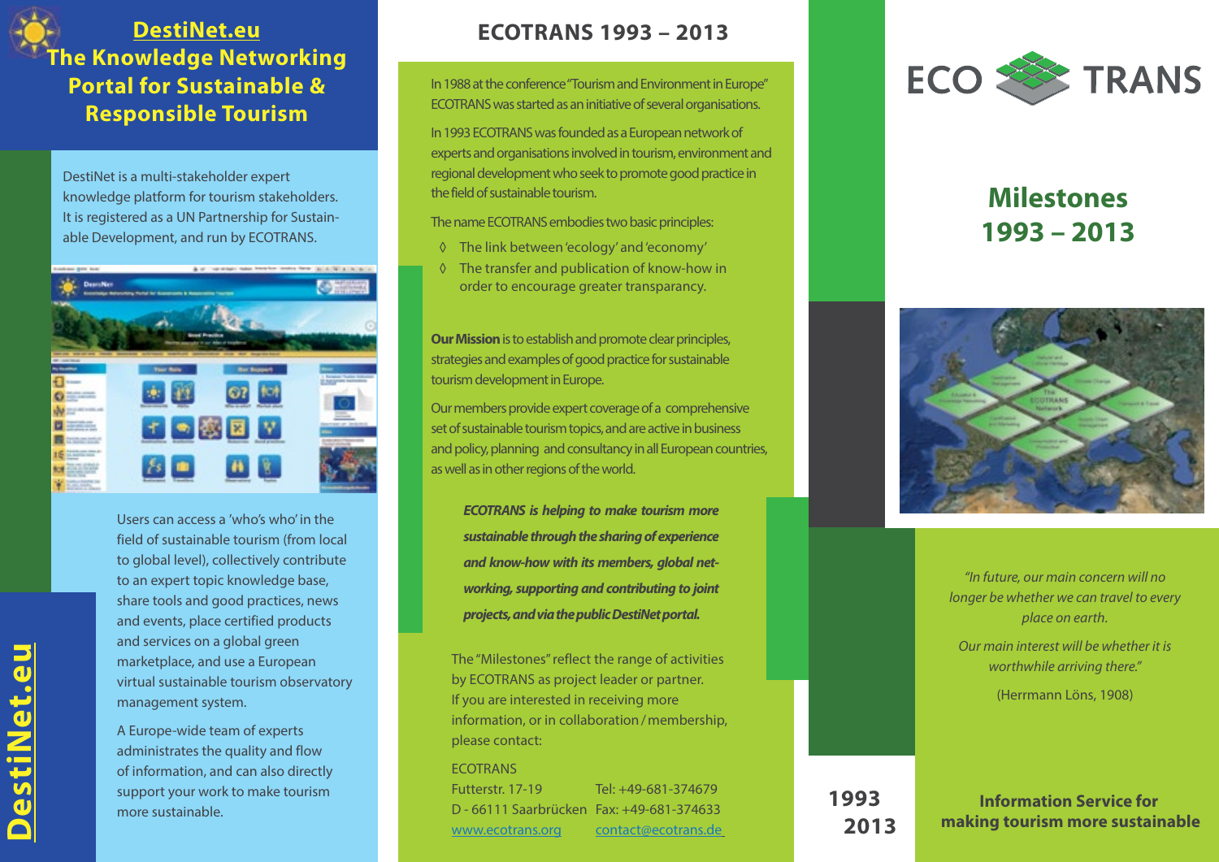# DestiNet.eu
## The Knowledge Networking Portal for Sustainable & Responsible Tourism

DestiNet is a multi-stakeholder expert knowledge platform for tourism stakeholders. It is registered as a UN Partnership for Sustainable Development, and run by ECOTRANS.

Users can access a 'who's who' in the field of sustainable tourism (from local to global level), collectively contribute to an expert topic knowledge base, share tools and good practices, news and events, place certified products and services on a global green marketplace, and use a European virtual sustainable tourism observatory management system.

A Europe-wide team of experts administrates the quality and flow of information, and can also directly support your work to make tourism more sustainable.

DestiNet.eu

## ECOTRANS 1993 – 2013

In 1988 at the conference "Tourism and Environment in Europe" ECOTRANS was started as an initiative of several organisations.

In 1993 ECOTRANS was founded as a European network of experts and organisations involved in tourism, environment and regional development who seek to promote good practice in the field of sustainable tourism.

The name ECOTRANS embodies two basic principles:

- The link between 'ecology' and 'economy'
- The transfer and publication of know-how in order to encourage greater transparancy.

**Our Mission** is to establish and promote clear principles, strategies and examples of good practice for sustainable tourism development in Europe.

Our members provide expert coverage of a comprehensive set of sustainable tourism topics, and are active in business and policy, planning and consultancy in all European countries, as well as in other regions of the world.

***ECOTRANS is helping to make tourism more sustainable through the sharing of experience and know-how with its members, global networking, supporting and contributing to joint projects, and via the public DestiNet portal.***

The "Milestones" reflect the range of activities by ECOTRANS as project leader or partner. If you are interested in receiving more information, or in collaboration / membership, please contact:

ECOTRANS
Futterstr. 17-19
D - 66111 Saarbrücken
Tel: +49-681-374679
Fax: +49-681-374633
www.ecotrans.org
contact@ecotrans.de

# ECO TRANS

## Milestones 1993 – 2013

*"In future, our main concern will no longer be whether we can travel to every place on earth.*

*Our main interest will be whether it is worthwhile arriving there."*

(Herrmann Löns, 1908)

1993
2013

**Information Service for making tourism more sustainable**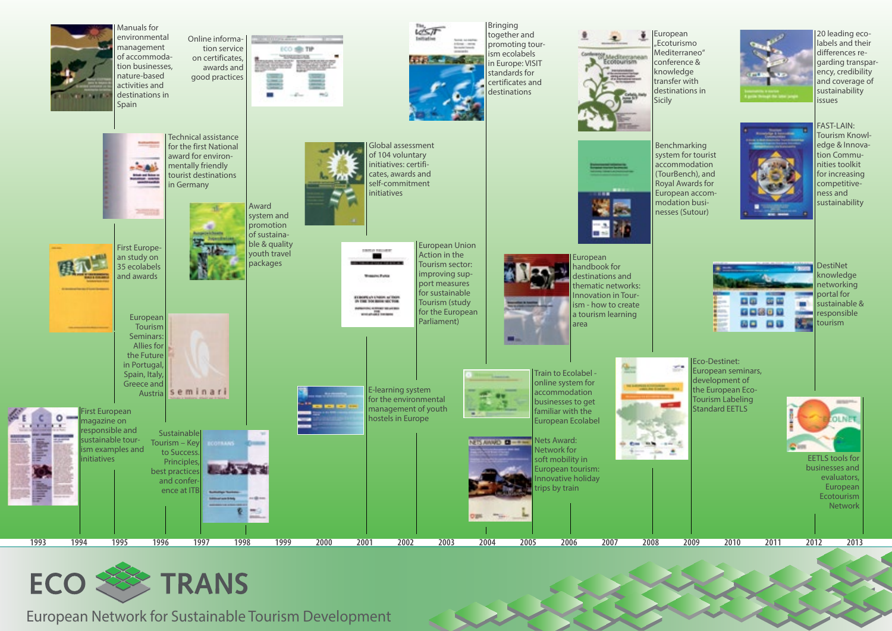Manuals for environmental management of accommodation businesses, nature-based activities and destinations in Spain

Online information service on certificates, awards and good practices

Bringing together and promoting tourism ecolabels in Europe: VISIT standards for certificates and destinations

European „Ecoturismo Mediterraneo" conference & knowledge transfer with destinations in Sicily

20 leading eco-labels and their differences regarding transparency, credibility and coverage of sustainability issues

Technical assistance for the first National award for environmentally friendly tourist destinations in Germany

Global assessment of 104 voluntary initiatives: certificates, awards and self-commitment initiatives

Benchmarking system for tourist accommodation (TourBench), and Royal Awards for European accommodation businesses (Sutour)

FAST-LAIN: Tourism Knowledge & Innovation Communities toolkit for increasing competitiveness and sustainability

Award system and promotion of sustainable & quality youth travel packages

First European study on 35 ecolabels and awards

European Union Action in the Tourism sector: improving support measures for sustainable Tourism (study for the European Parliament)

European handbook for destinations and thematic networks: Innovation in Tourism - how to create a tourism learning area

DestiNet knowledge networking portal for sustainable & responsible tourism

European Tourism Seminars: Allies for the Future in Portugal, Spain, Italy, Greece and Austria

Train to Ecolabel - online system for accommodation businesses to get familiar with the European Ecolabel

Eco-Destinet: European seminars, development of the European Eco-Tourism Labeling Standard EETLS

E-learning system for the environmental management of youth hostels in Europe

First European magazine on responsible and sustainable tourism examples and initiatives

Sustainable Tourism – Key to Success. Principles, best practices and conference at ITB

Nets Award: Network for soft mobility in European tourism: Innovative holiday trips by train

EETLS tools for businesses and evaluators, European Ecotourism Network

1993 1994 1995 1996 1997 1998 1999 2000 2001 2002 2003 2004 2005 2006 2007 2008 2009 2010 2011 2012 2013

ECO TRANS

European Network for Sustainable Tourism Development